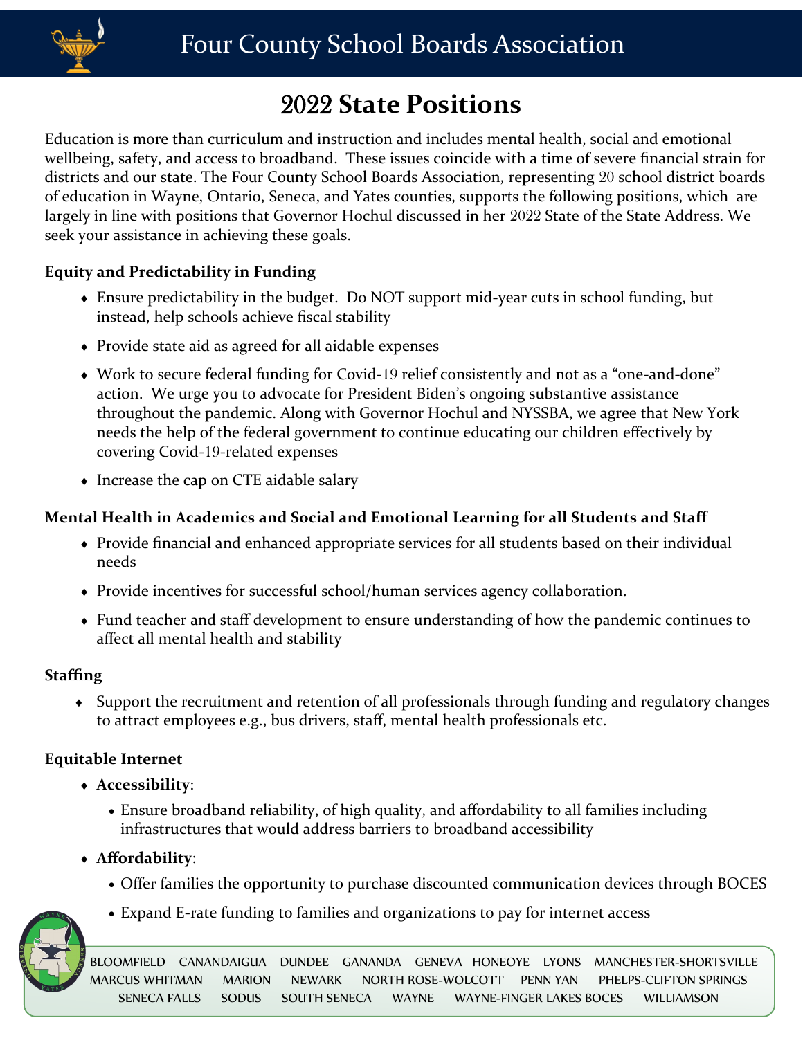# Four County School Boards Association

## 2022 State Positions

Education is more than curriculum and instruction and includes mental health, social and emotional wellbeing, safety, and access to broadband. These issues coincide with a time of severe financial strain for districts and our state. The Four County School Boards Association, representing 20 school district boards of education in Wayne, Ontario, Seneca, and Yates counties, supports the following positions, which are largely in line with positions that Governor Hochul discussed in her 2022 State of the State Address. We seek your assistance in achieving these goals.

### Equity and Predictability in Funding

- Ensure predictability in the budget. Do NOT support mid-year cuts in school funding, but instead, help schools achieve fiscal stability
- Provide state aid as agreed for all aidable expenses
- Work to secure federal funding for Covid-19 relief consistently and not as a "one-and-done" action. We urge you to advocate for President Biden's ongoing substantive assistance throughout the pandemic. Along with Governor Hochul and NYSSBA, we agree that New York needs the help of the federal government to continue educating our children effectively by covering Covid-19-related expenses
- Increase the cap on CTE aidable salary

### Mental Health in Academics and Social and Emotional Learning for all Students and Staff

- Provide financial and enhanced appropriate services for all students based on their individual needs
- Provide incentives for successful school/human services agency collaboration.
- Fund teacher and staff development to ensure understanding of how the pandemic continues to affect all mental health and stability

### Staffing

- Support the recruitment and retention of all professionals through funding and regulatory changes to attract employees e.g., bus drivers, staff, mental health professionals etc.

### Equitable Internet

- **Accessibility**:
  - Ensure broadband reliability, of high quality, and affordability to all families including infrastructures that would address barriers to broadband accessibility
- **Affordability**:
  - Offer families the opportunity to purchase discounted communication devices through BOCES
  - Expand E-rate funding to families and organizations to pay for internet access

BLOOMFIELD CANANDAIGUA DUNDEE GANANDA GENEVA HONEOYE LYONS MANCHESTER-SHORTSVILLE MARCUS WHITMAN MARION NEWARK NORTH ROSE-WOLCOTT PENN YAN PHELPS-CLIFTON SPRINGS SENECA FALLS SODUS SOUTH SENECA WAYNE WAYNE-FINGER LAKES BOCES WILLIAMSON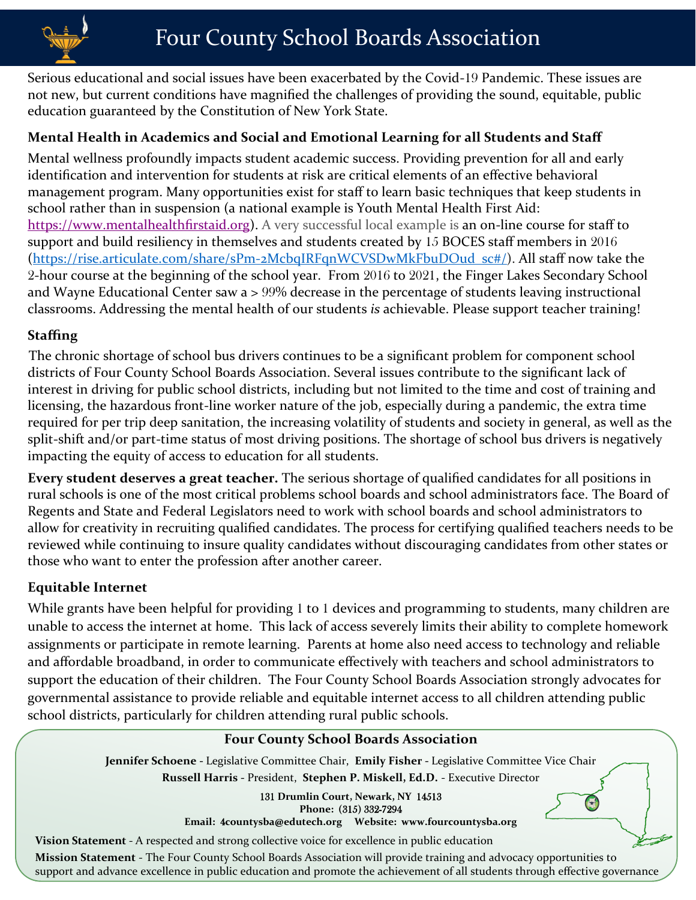# Four County School Boards Association

Serious educational and social issues have been exacerbated by the Covid-19 Pandemic. These issues are not new, but current conditions have magnified the challenges of providing the sound, equitable, public education guaranteed by the Constitution of New York State.

## Mental Health in Academics and Social and Emotional Learning for all Students and Staff

Mental wellness profoundly impacts student academic success. Providing prevention for all and early identification and intervention for students at risk are critical elements of an effective behavioral management program. Many opportunities exist for staff to learn basic techniques that keep students in school rather than in suspension (a national example is Youth Mental Health First Aid: https://www.mentalhealthfirstaid.org). A very successful local example is an on-line course for staff to support and build resiliency in themselves and students created by 15 BOCES staff members in 2016 (https://rise.articulate.com/share/sPm-2McbqIRFqnWCVSDwMkFbuDOud_sc#/). All staff now take the 2-hour course at the beginning of the school year. From 2016 to 2021, the Finger Lakes Secondary School and Wayne Educational Center saw a > 99% decrease in the percentage of students leaving instructional classrooms. Addressing the mental health of our students *is* achievable. Please support teacher training!

## Staffing

The chronic shortage of school bus drivers continues to be a significant problem for component school districts of Four County School Boards Association. Several issues contribute to the significant lack of interest in driving for public school districts, including but not limited to the time and cost of training and licensing, the hazardous front-line worker nature of the job, especially during a pandemic, the extra time required for per trip deep sanitation, the increasing volatility of students and society in general, as well as the split-shift and/or part-time status of most driving positions. The shortage of school bus drivers is negatively impacting the equity of access to education for all students.

**Every student deserves a great teacher.** The serious shortage of qualified candidates for all positions in rural schools is one of the most critical problems school boards and school administrators face. The Board of Regents and State and Federal Legislators need to work with school boards and school administrators to allow for creativity in recruiting qualified candidates. The process for certifying qualified teachers needs to be reviewed while continuing to insure quality candidates without discouraging candidates from other states or those who want to enter the profession after another career.

## Equitable Internet

While grants have been helpful for providing 1 to 1 devices and programming to students, many children are unable to access the internet at home. This lack of access severely limits their ability to complete homework assignments or participate in remote learning. Parents at home also need access to technology and reliable and affordable broadband, in order to communicate effectively with teachers and school administrators to support the education of their children. The Four County School Boards Association strongly advocates for governmental assistance to provide reliable and equitable internet access to all children attending public school districts, particularly for children attending rural public schools.

**Four County School Boards Association**

**Jennifer Schoene** - Legislative Committee Chair, **Emily Fisher** - Legislative Committee Vice Chair

**Russell Harris** - President, **Stephen P. Miskell, Ed.D.** - Executive Director

**131 Drumlin Court, Newark, NY 14513**

**Phone: (315) 332-7294**

**Email: 4countysba@edutech.org Website: www.fourcountysba.org**

**Vision Statement** - A respected and strong collective voice for excellence in public education

**Mission Statement** - The Four County School Boards Association will provide training and advocacy opportunities to support and advance excellence in public education and promote the achievement of all students through effective governance